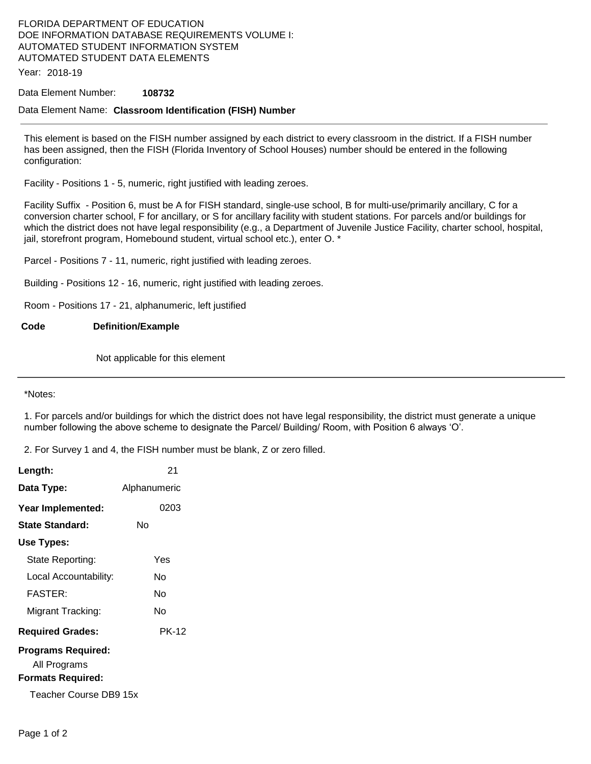FLORIDA DEPARTMENT OF EDUCATION
DOE INFORMATION DATABASE REQUIREMENTS VOLUME I:
AUTOMATED STUDENT INFORMATION SYSTEM
AUTOMATED STUDENT DATA ELEMENTS

Year: 2018-19

Data Element Number: **108732**

Data Element Name: **Classroom Identification (FISH) Number**

---

This element is based on the FISH number assigned by each district to every classroom in the district. If a FISH number has been assigned, then the FISH (Florida Inventory of School Houses) number should be entered in the following configuration:

Facility - Positions 1 - 5, numeric, right justified with leading zeroes.

Facility Suffix - Position 6, must be A for FISH standard, single-use school, B for multi-use/primarily ancillary, C for a conversion charter school, F for ancillary, or S for ancillary facility with student stations. For parcels and/or buildings for which the district does not have legal responsibility (e.g., a Department of Juvenile Justice Facility, charter school, hospital, jail, storefront program, Homebound student, virtual school etc.), enter O. *

Parcel - Positions 7 - 11, numeric, right justified with leading zeroes.

Building - Positions 12 - 16, numeric, right justified with leading zeroes.

Room - Positions 17 - 21, alphanumeric, left justified

| Code | Definition/Example |
|---|---|
| | Not applicable for this element |

---

*Notes:

1. For parcels and/or buildings for which the district does not have legal responsibility, the district must generate a unique number following the above scheme to designate the Parcel/ Building/ Room, with Position 6 always 'O'.

2. For Survey 1 and 4, the FISH number must be blank, Z or zero filled.

**Length:** 21

**Data Type:** Alphanumeric

**Year Implemented:** 0203

**State Standard:** No

**Use Types:**

- State Reporting: Yes
- Local Accountability: No
- FASTER: No
- Migrant Tracking: No

**Required Grades:** PK-12

**Programs Required:**

All Programs

**Formats Required:**

Teacher Course DB9 15x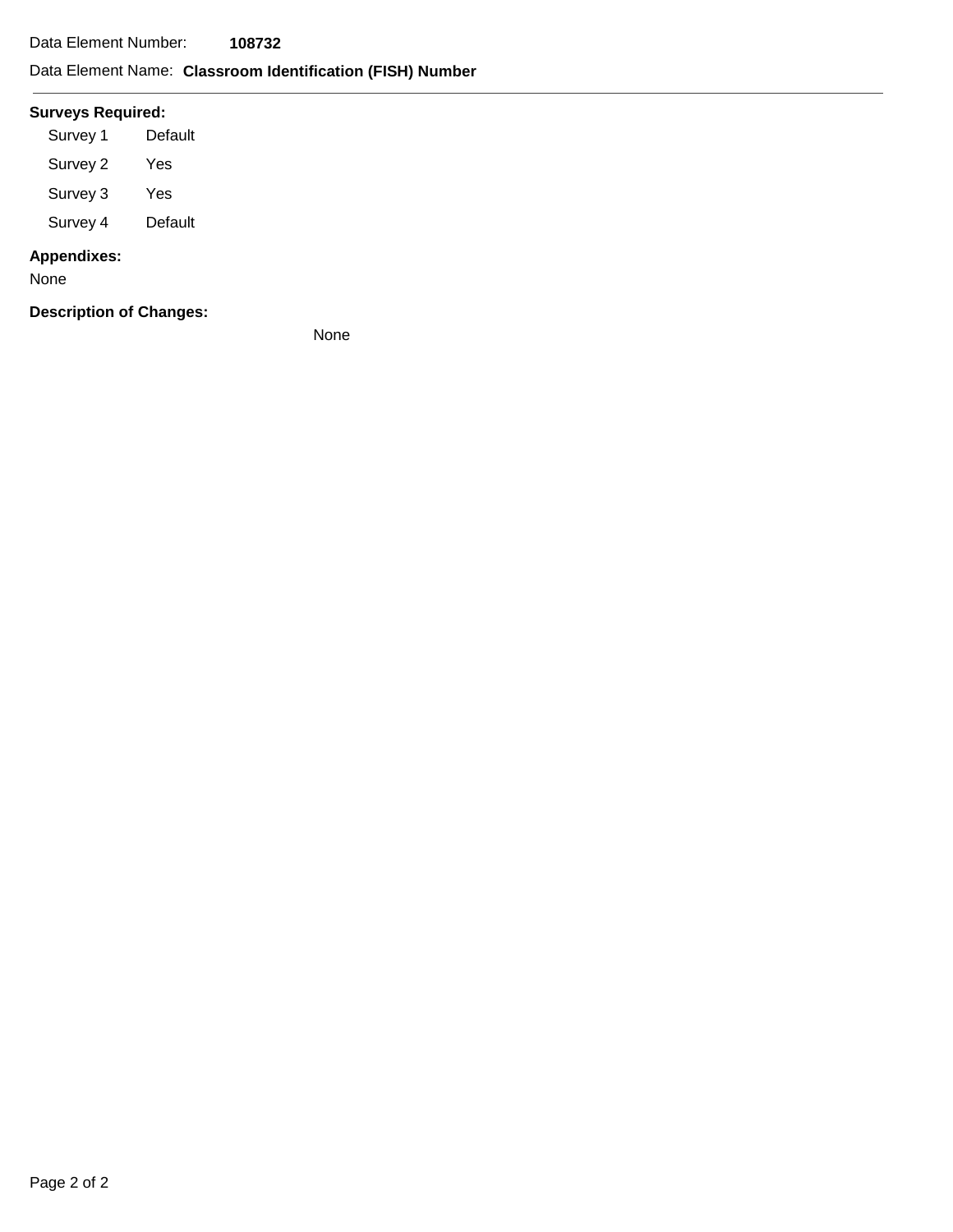Data Element Number: **108732**

Data Element Name: **Classroom Identification (FISH) Number**

---

**Surveys Required:**

| | |
|---|---|
| Survey 1 | Default |
| Survey 2 | Yes |
| Survey 3 | Yes |
| Survey 4 | Default |

**Appendixes:**

None

**Description of Changes:**

None